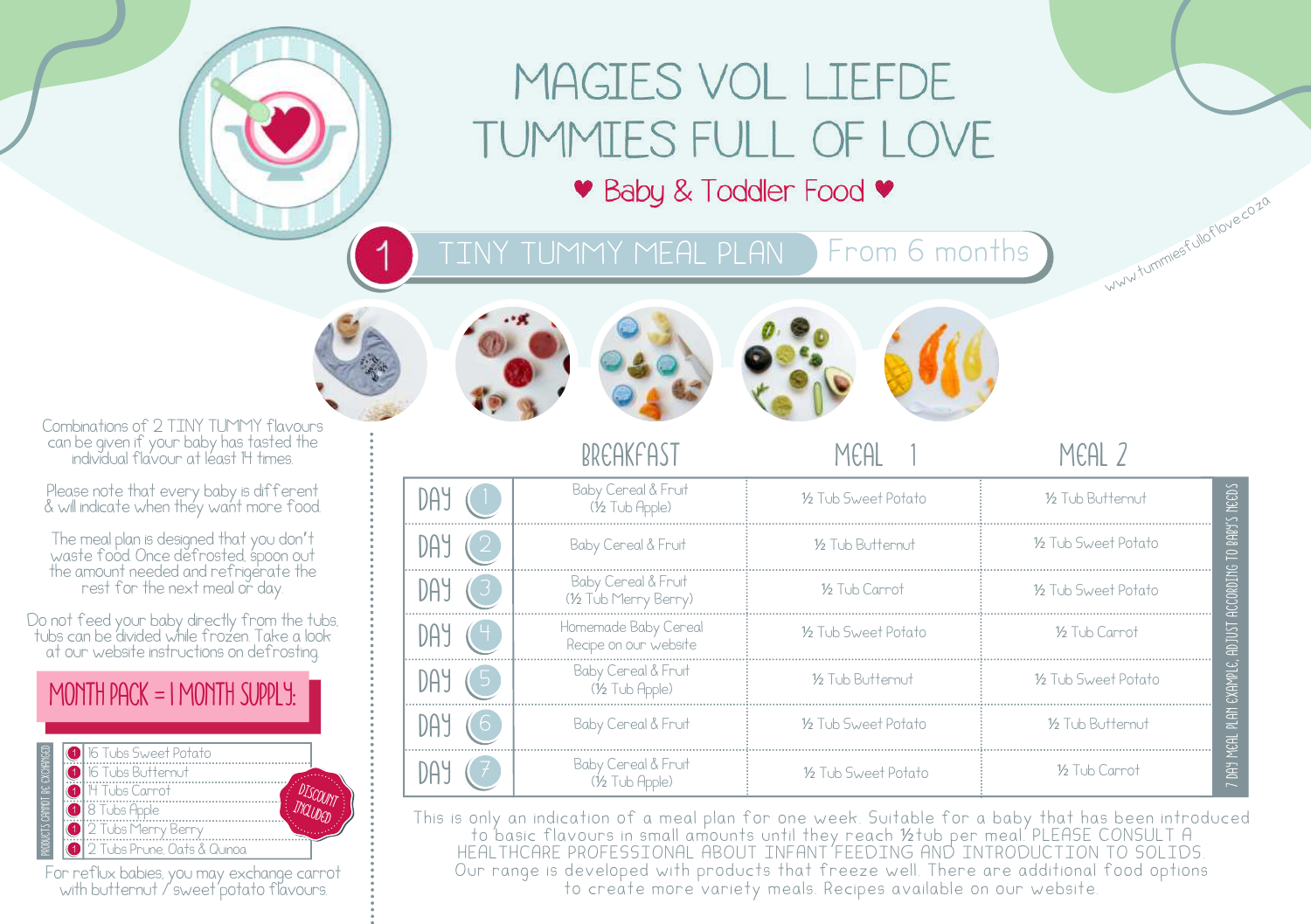# MAGIES VOL LIEFDE
# TUMMIES FULL OF LOVE

♥ Baby & Toddler Food ♥

## 1 TINY TUMMY MEAL PLAN From 6 months

www.tummiesfulloflove.co.za

Combinations of 2 TINY TUMMY flavours can be given if your baby has tasted the individual flavour at least 14 times.

Please note that every baby is different & will indicate when they want more food.

The meal plan is designed that you don't waste food. Once defrosted, spoon out the amount needed and refrigerate the rest for the next meal or day.

Do not feed your baby directly from the tubs, tubs can be divided while frozen. Take a look at our website instructions on defrosting.

### MONTH PACK = 1 MONTH SUPPLY:

PRODUCTS CANNOT BE EXCHANGED

- 16 Tubs Sweet Potato
- 16 Tubs Butternut
- 14 Tubs Carrot
- 8 Tubs Apple
- 2 Tubs Merry Berry
- 2 Tubs Prune, Oats & Quinoa

DISCOUNT INCLUDED

For reflux babies, you may exchange carrot with butternut / sweet potato flavours.

| | BREAKFAST | MEAL 1 | MEAL 2 |
|---|---|---|---|
| DAY 1 | Baby Cereal & Fruit (½ Tub Apple) | ½ Tub Sweet Potato | ½ Tub Butternut |
| DAY 2 | Baby Cereal & Fruit | ½ Tub Butternut | ½ Tub Sweet Potato |
| DAY 3 | Baby Cereal & Fruit (½ Tub Merry Berry) | ½ Tub Carrot | ½ Tub Sweet Potato |
| DAY 4 | Homemade Baby Cereal Recipe on our website | ½ Tub Sweet Potato | ½ Tub Carrot |
| DAY 5 | Baby Cereal & Fruit (½ Tub Apple) | ½ Tub Butternut | ½ Tub Sweet Potato |
| DAY 6 | Baby Cereal & Fruit | ½ Tub Sweet Potato | ½ Tub Butternut |
| DAY 7 | Baby Cereal & Fruit (½ Tub Apple) | ½ Tub Sweet Potato | ½ Tub Carrot |

7 DAY MEAL PLAN EXAMPLE, ADJUST ACCORDING TO BABY'S NEEDS

This is only an indication of a meal plan for one week. Suitable for a baby that has been introduced to basic flavours in small amounts until they reach ½tub per meal. PLEASE CONSULT A HEALTHCARE PROFESSIONAL ABOUT INFANT FEEDING AND INTRODUCTION TO SOLIDS. Our range is developed with products that freeze well. There are additional food options to create more variety meals. Recipes available on our website.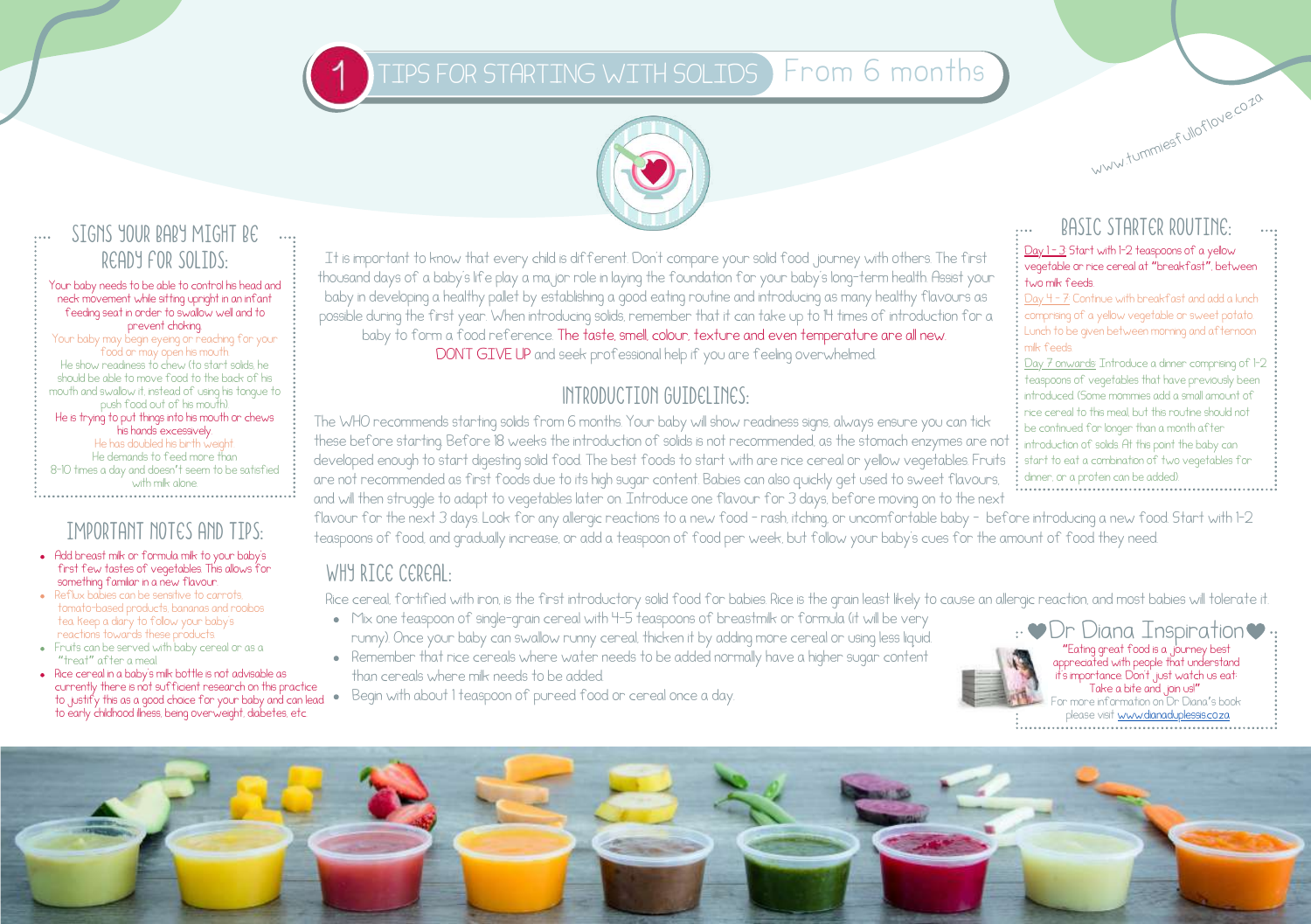# 1 TIPS FOR STARTING WITH SOLIDS From 6 months

www.tummiesfulloflove.co.za

## SIGNS YOUR BABY MIGHT BE READY FOR SOLIDS:

Your baby needs to be able to control his head and neck movement while sitting upright in an infant feeding seat in order to swallow well and to prevent choking.

Your baby may begin eyeing or reaching for your food or may open his mouth.

He show readiness to chew (to start solids, he should be able to move food to the back of his mouth and swallow it, instead of using his tongue to push food out of his mouth).

He is trying to put things into his mouth or chews his hands excessively.

He has doubled his birth weight.

He demands to feed more than 8-10 times a day and doesn't seem to be satisfied with milk alone.

## IMPORTANT NOTES AND TIPS:

- Add breast milk or formula milk to your baby's first few tastes of vegetables. This allows for something familiar in a new flavour.
- Reflux babies can be sensitive to carrots, tomato-based products, bananas and rooibos tea. Keep a diary to follow your baby's reactions towards these products.
- Fruits can be served with baby cereal or as a "treat" after a meal.
- Rice cereal in a baby's milk bottle is not advisable as currently there is not sufficient research on this practice to justify this as a good choice for your baby and can lead to early childhood illness, being overweight, diabetes, etc.

It is important to know that every child is different. Don't compare your solid food journey with others. The first thousand days of a baby's life play a major role in laying the foundation for your baby's long-term health. Assist your baby in developing a healthy pallet by establishing a good eating routine and introducing as many healthy flavours as possible during the first year. When introducing solids, remember that it can take up to 14 times of introduction for a baby to form a food reference. The taste, smell, colour, texture and even temperature are all new. DON'T GIVE UP and seek professional help if you are feeling overwhelmed.

## INTRODUCTION GUIDELINES:

The WHO recommends starting solids from 6 months. Your baby will show readiness signs, always ensure you can tick these before starting. Before 18 weeks the introduction of solids is not recommended, as the stomach enzymes are not developed enough to start digesting solid food. The best foods to start with are rice cereal or yellow vegetables. Fruits are not recommended as first foods due to its high sugar content. Babies can also quickly get used to sweet flavours, and will then struggle to adapt to vegetables later on. Introduce one flavour for 3 days, before moving on to the next flavour for the next 3 days. Look for any allergic reactions to a new food - rash, itching, or uncomfortable baby - before introducing a new food. Start with 1-2 teaspoons of food, and gradually increase, or add a teaspoon of food per week, but follow your baby's cues for the amount of food they need.

## BASIC STARTER ROUTINE:

Day 1 - 3: Start with 1-2 teaspoons of a yellow vegetable or rice cereal at "breakfast", between two milk feeds.

Day 4 - 7: Continue with breakfast and add a lunch comprising of a yellow vegetable or sweet potato. Lunch to be given between morning and afternoon milk feeds.

Day 7 onwards: Introduce a dinner comprising of 1-2 teaspoons of vegetables that have previously been introduced. (Some mommies add a small amount of rice cereal to this meal, but this routine should not be continued for longer than a month after introduction of solids. At this point the baby can start to eat a combination of two vegetables for dinner, or a protein can be added).

## WHY RICE CEREAL:

Rice cereal, fortified with iron, is the first introductory solid food for babies. Rice is the grain least likely to cause an allergic reaction, and most babies will tolerate it.

- Mix one teaspoon of single-grain cereal with 4-5 teaspoons of breastmilk or formula (it will be very runny). Once your baby can swallow runny cereal, thicken it by adding more cereal or using less liquid.
- Remember that rice cereals where water needs to be added normally have a higher sugar content than cereals where milk needs to be added.
- Begin with about 1 teaspoon of pureed food or cereal once a day.

## ♥ Dr Diana Inspiration ♥

"Eating great food is a journey best appreciated with people that understand it's importance. Don't just watch us eat: Take a bite and join us!"

For more information on Dr Diana's book please visit www.dianaduplessis.co.za